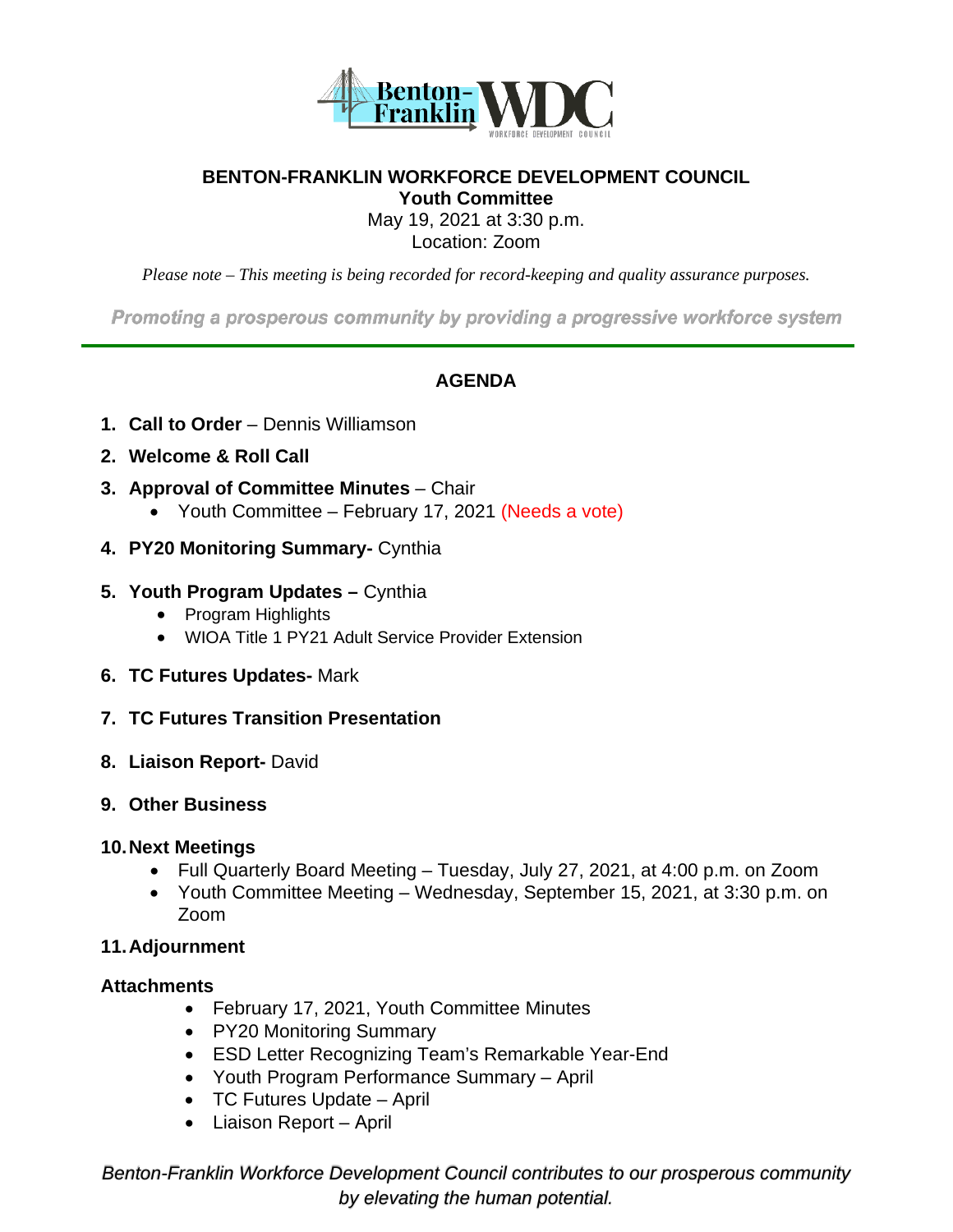# BENTON-FRANKLIN WORKFORCE DEVELOPMENT COUNCIL

**Youth Committee**

May 19, 2021 at 3:30 p.m.

Location: Zoom

*Please note – This meeting is being recorded for record-keeping and quality assurance purposes.*

***Promoting a prosperous community by providing a progressive workforce system***

---

## AGENDA

1. **Call to Order** – Dennis Williamson
2. **Welcome & Roll Call**
3. **Approval of Committee Minutes** – Chair
   - Youth Committee – February 17, 2021 (Needs a vote)
4. **PY20 Monitoring Summary-** Cynthia
5. **Youth Program Updates –** Cynthia
   - Program Highlights
   - WIOA Title 1 PY21 Adult Service Provider Extension
6. **TC Futures Updates-** Mark
7. **TC Futures Transition Presentation**
8. **Liaison Report-** David
9. **Other Business**
10. **Next Meetings**
    - Full Quarterly Board Meeting – Tuesday, July 27, 2021, at 4:00 p.m. on Zoom
    - Youth Committee Meeting – Wednesday, September 15, 2021, at 3:30 p.m. on Zoom
11. **Adjournment**

**Attachments**

- February 17, 2021, Youth Committee Minutes
- PY20 Monitoring Summary
- ESD Letter Recognizing Team's Remarkable Year-End
- Youth Program Performance Summary – April
- TC Futures Update – April
- Liaison Report – April

*Benton-Franklin Workforce Development Council contributes to our prosperous community by elevating the human potential.*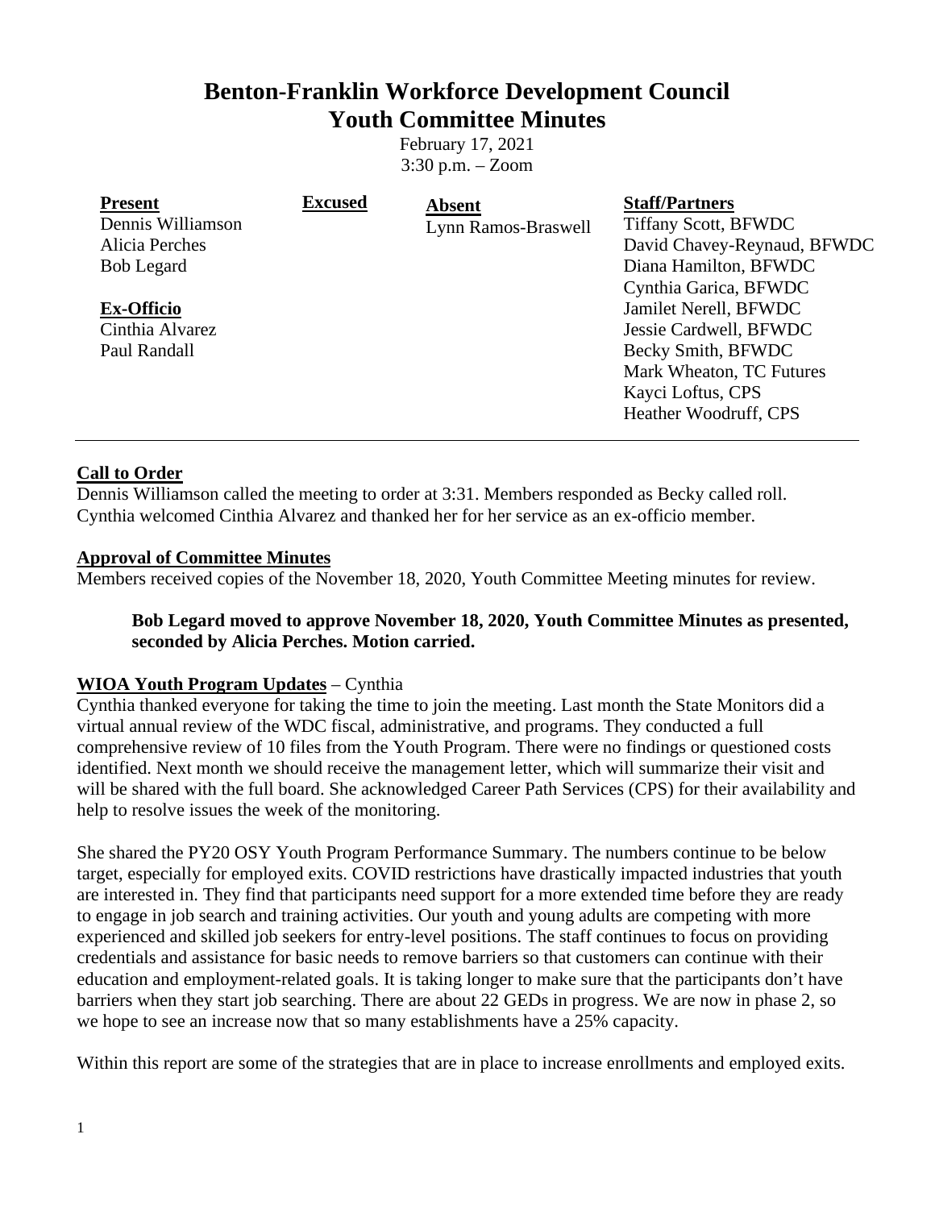# Benton-Franklin Workforce Development Council
# Youth Committee Minutes

February 17, 2021
3:30 p.m. – Zoom

| **Present** | **Excused** | **Absent** | **Staff/Partners** |
|---|---|---|---|
| Dennis Williamson | | Lynn Ramos-Braswell | Tiffany Scott, BFWDC |
| Alicia Perches | | | David Chavey-Reynaud, BFWDC |
| Bob Legard | | | Diana Hamilton, BFWDC |
| | | | Cynthia Garica, BFWDC |
| **Ex-Officio** | | | Jamilet Nerell, BFWDC |
| Cinthia Alvarez | | | Jessie Cardwell, BFWDC |
| Paul Randall | | | Becky Smith, BFWDC |
| | | | Mark Wheaton, TC Futures |
| | | | Kayci Loftus, CPS |
| | | | Heather Woodruff, CPS |

---

**Call to Order**

Dennis Williamson called the meeting to order at 3:31. Members responded as Becky called roll. Cynthia welcomed Cinthia Alvarez and thanked her for her service as an ex-officio member.

**Approval of Committee Minutes**

Members received copies of the November 18, 2020, Youth Committee Meeting minutes for review.

> **Bob Legard moved to approve November 18, 2020, Youth Committee Minutes as presented, seconded by Alicia Perches. Motion carried.**

**WIOA Youth Program Updates** – Cynthia

Cynthia thanked everyone for taking the time to join the meeting. Last month the State Monitors did a virtual annual review of the WDC fiscal, administrative, and programs. They conducted a full comprehensive review of 10 files from the Youth Program. There were no findings or questioned costs identified. Next month we should receive the management letter, which will summarize their visit and will be shared with the full board. She acknowledged Career Path Services (CPS) for their availability and help to resolve issues the week of the monitoring.

She shared the PY20 OSY Youth Program Performance Summary. The numbers continue to be below target, especially for employed exits. COVID restrictions have drastically impacted industries that youth are interested in. They find that participants need support for a more extended time before they are ready to engage in job search and training activities. Our youth and young adults are competing with more experienced and skilled job seekers for entry-level positions. The staff continues to focus on providing credentials and assistance for basic needs to remove barriers so that customers can continue with their education and employment-related goals. It is taking longer to make sure that the participants don't have barriers when they start job searching. There are about 22 GEDs in progress. We are now in phase 2, so we hope to see an increase now that so many establishments have a 25% capacity.

Within this report are some of the strategies that are in place to increase enrollments and employed exits.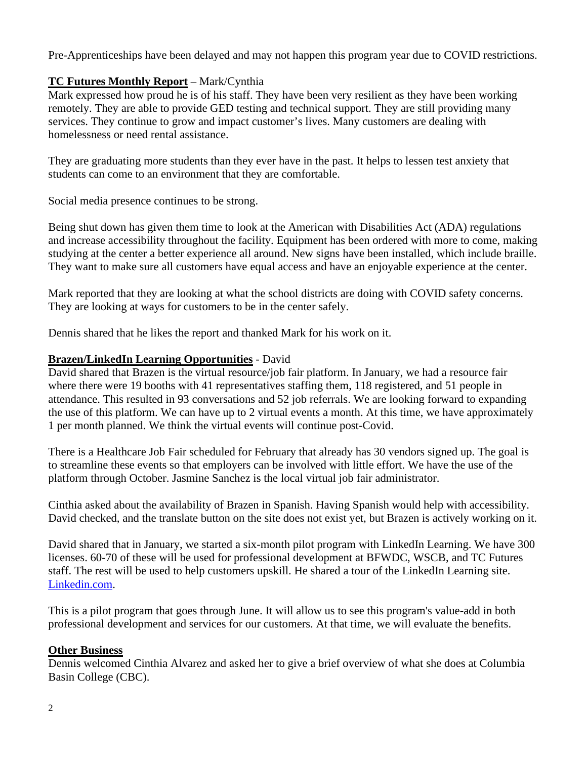Pre-Apprenticeships have been delayed and may not happen this program year due to COVID restrictions.

**<u>TC Futures Monthly Report</u>** – Mark/Cynthia

Mark expressed how proud he is of his staff. They have been very resilient as they have been working remotely. They are able to provide GED testing and technical support. They are still providing many services. They continue to grow and impact customer's lives. Many customers are dealing with homelessness or need rental assistance.

They are graduating more students than they ever have in the past. It helps to lessen test anxiety that students can come to an environment that they are comfortable.

Social media presence continues to be strong.

Being shut down has given them time to look at the American with Disabilities Act (ADA) regulations and increase accessibility throughout the facility. Equipment has been ordered with more to come, making studying at the center a better experience all around. New signs have been installed, which include braille. They want to make sure all customers have equal access and have an enjoyable experience at the center.

Mark reported that they are looking at what the school districts are doing with COVID safety concerns. They are looking at ways for customers to be in the center safely.

Dennis shared that he likes the report and thanked Mark for his work on it.

**<u>Brazen/LinkedIn Learning Opportunities</u>** - David

David shared that Brazen is the virtual resource/job fair platform. In January, we had a resource fair where there were 19 booths with 41 representatives staffing them, 118 registered, and 51 people in attendance. This resulted in 93 conversations and 52 job referrals. We are looking forward to expanding the use of this platform. We can have up to 2 virtual events a month. At this time, we have approximately 1 per month planned. We think the virtual events will continue post-Covid.

There is a Healthcare Job Fair scheduled for February that already has 30 vendors signed up. The goal is to streamline these events so that employers can be involved with little effort. We have the use of the platform through October. Jasmine Sanchez is the local virtual job fair administrator.

Cinthia asked about the availability of Brazen in Spanish. Having Spanish would help with accessibility. David checked, and the translate button on the site does not exist yet, but Brazen is actively working on it.

David shared that in January, we started a six-month pilot program with LinkedIn Learning. We have 300 licenses. 60-70 of these will be used for professional development at BFWDC, WSCB, and TC Futures staff. The rest will be used to help customers upskill. He shared a tour of the LinkedIn Learning site. [Linkedin.com](Linkedin.com).

This is a pilot program that goes through June. It will allow us to see this program's value-add in both professional development and services for our customers. At that time, we will evaluate the benefits.

**<u>Other Business</u>**

Dennis welcomed Cinthia Alvarez and asked her to give a brief overview of what she does at Columbia Basin College (CBC).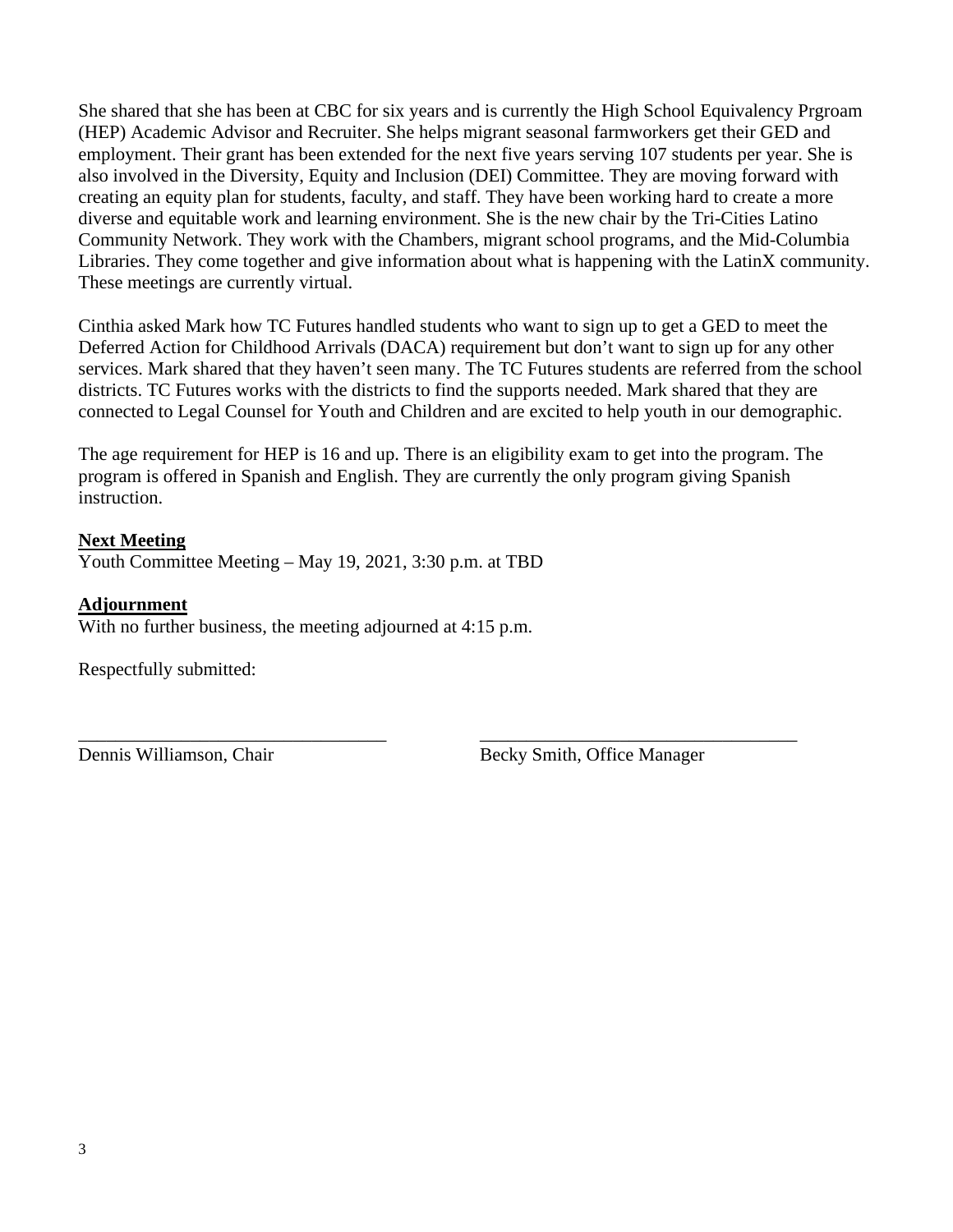She shared that she has been at CBC for six years and is currently the High School Equivalency Prgroam (HEP) Academic Advisor and Recruiter. She helps migrant seasonal farmworkers get their GED and employment. Their grant has been extended for the next five years serving 107 students per year. She is also involved in the Diversity, Equity and Inclusion (DEI) Committee. They are moving forward with creating an equity plan for students, faculty, and staff. They have been working hard to create a more diverse and equitable work and learning environment. She is the new chair by the Tri-Cities Latino Community Network. They work with the Chambers, migrant school programs, and the Mid-Columbia Libraries. They come together and give information about what is happening with the LatinX community. These meetings are currently virtual.

Cinthia asked Mark how TC Futures handled students who want to sign up to get a GED to meet the Deferred Action for Childhood Arrivals (DACA) requirement but don't want to sign up for any other services. Mark shared that they haven't seen many. The TC Futures students are referred from the school districts. TC Futures works with the districts to find the supports needed. Mark shared that they are connected to Legal Counsel for Youth and Children and are excited to help youth in our demographic.

The age requirement for HEP is 16 and up. There is an eligibility exam to get into the program. The program is offered in Spanish and English. They are currently the only program giving Spanish instruction.

**Next Meeting**

Youth Committee Meeting – May 19, 2021, 3:30 p.m. at TBD

**Adjournment**

With no further business, the meeting adjourned at 4:15 p.m.

Respectfully submitted:

\_\_\_\_\_\_\_\_\_\_\_\_\_\_\_\_\_\_\_\_\_\_\_\_\_\_\_\_\_\_\_\_\_\_ \_\_\_\_\_\_\_\_\_\_\_\_\_\_\_\_\_\_\_\_\_\_\_\_\_\_\_\_\_\_\_\_\_\_\_

Dennis Williamson, Chair Becky Smith, Office Manager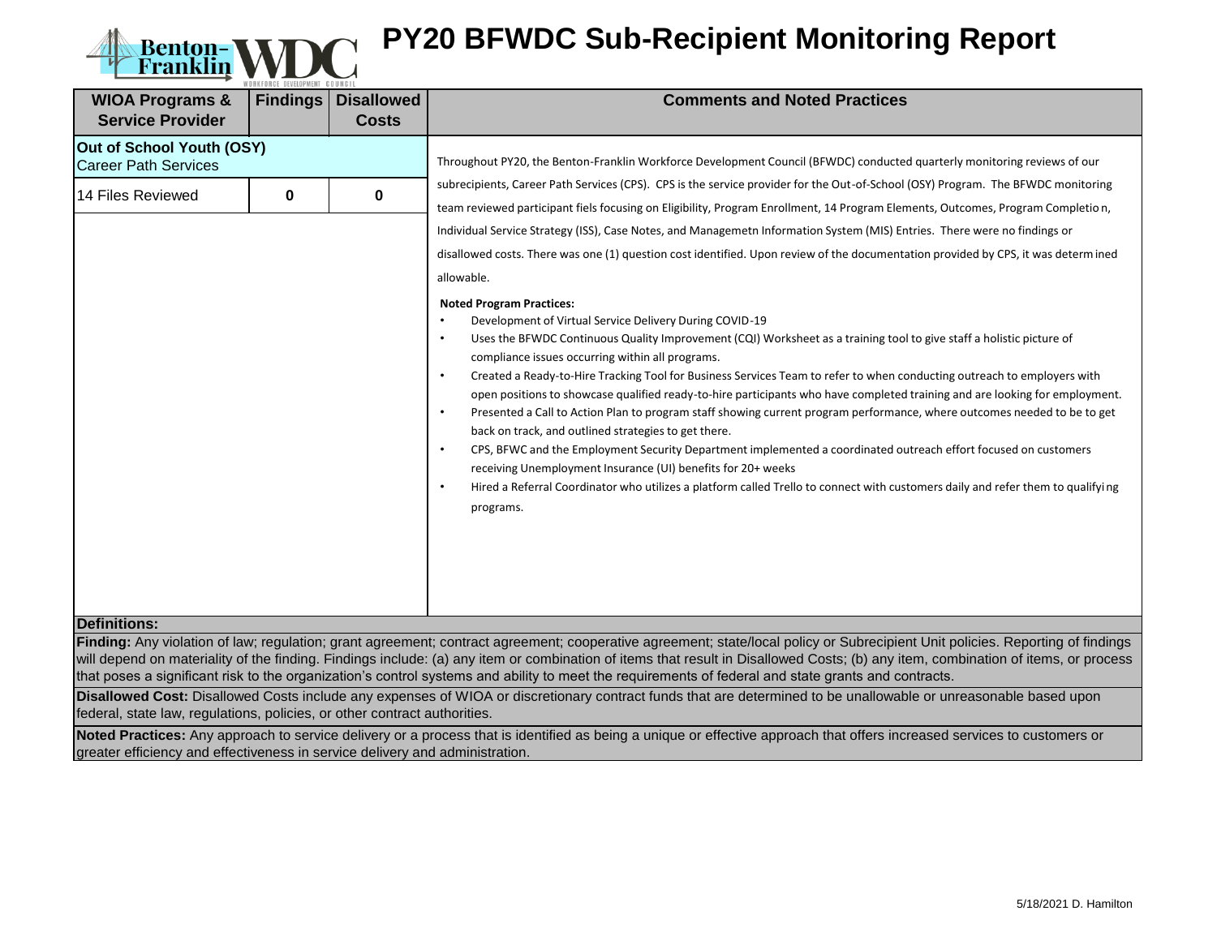# PY20 BFWDC Sub-Recipient Monitoring Report

| WIOA Programs & Service Provider | Findings | Disallowed Costs | Comments and Noted Practices |
|---|---|---|---|
| **Out of School Youth (OSY)** Career Path Services | | | Throughout PY20, the Benton-Franklin Workforce Development Council (BFWDC) conducted quarterly monitoring reviews of our subrecipients, Career Path Services (CPS). CPS is the service provider for the Out-of-School (OSY) Program. The BFWDC monitoring team reviewed participant fiels focusing on Eligibility, Program Enrollment, 14 Program Elements, Outcomes, Program Completion, Individual Service Strategy (ISS), Case Notes, and Managemetn Information System (MIS) Entries. There were no findings or disallowed costs. There was one (1) question cost identified. Upon review of the documentation provided by CPS, it was determined allowable. |
| 14 Files Reviewed | 0 | 0 | |

**Noted Program Practices:**

- Development of Virtual Service Delivery During COVID-19
- Uses the BFWDC Continuous Quality Improvement (CQI) Worksheet as a training tool to give staff a holistic picture of compliance issues occurring within all programs.
- Created a Ready-to-Hire Tracking Tool for Business Services Team to refer to when conducting outreach to employers with open positions to showcase qualified ready-to-hire participants who have completed training and are looking for employment.
- Presented a Call to Action Plan to program staff showing current program performance, where outcomes needed to be to get back on track, and outlined strategies to get there.
- CPS, BFWC and the Employment Security Department implemented a coordinated outreach effort focused on customers receiving Unemployment Insurance (UI) benefits for 20+ weeks
- Hired a Referral Coordinator who utilizes a platform called Trello to connect with customers daily and refer them to qualifying programs.

**Definitions:**

**Finding:** Any violation of law; regulation; grant agreement; contract agreement; cooperative agreement; state/local policy or Subrecipient Unit policies. Reporting of findings will depend on materiality of the finding. Findings include: (a) any item or combination of items that result in Disallowed Costs; (b) any item, combination of items, or process that poses a significant risk to the organization's control systems and ability to meet the requirements of federal and state grants and contracts.

**Disallowed Cost:** Disallowed Costs include any expenses of WIOA or discretionary contract funds that are determined to be unallowable or unreasonable based upon federal, state law, regulations, policies, or other contract authorities.

**Noted Practices:** Any approach to service delivery or a process that is identified as being a unique or effective approach that offers increased services to customers or greater efficiency and effectiveness in service delivery and administration.

5/18/2021 D. Hamilton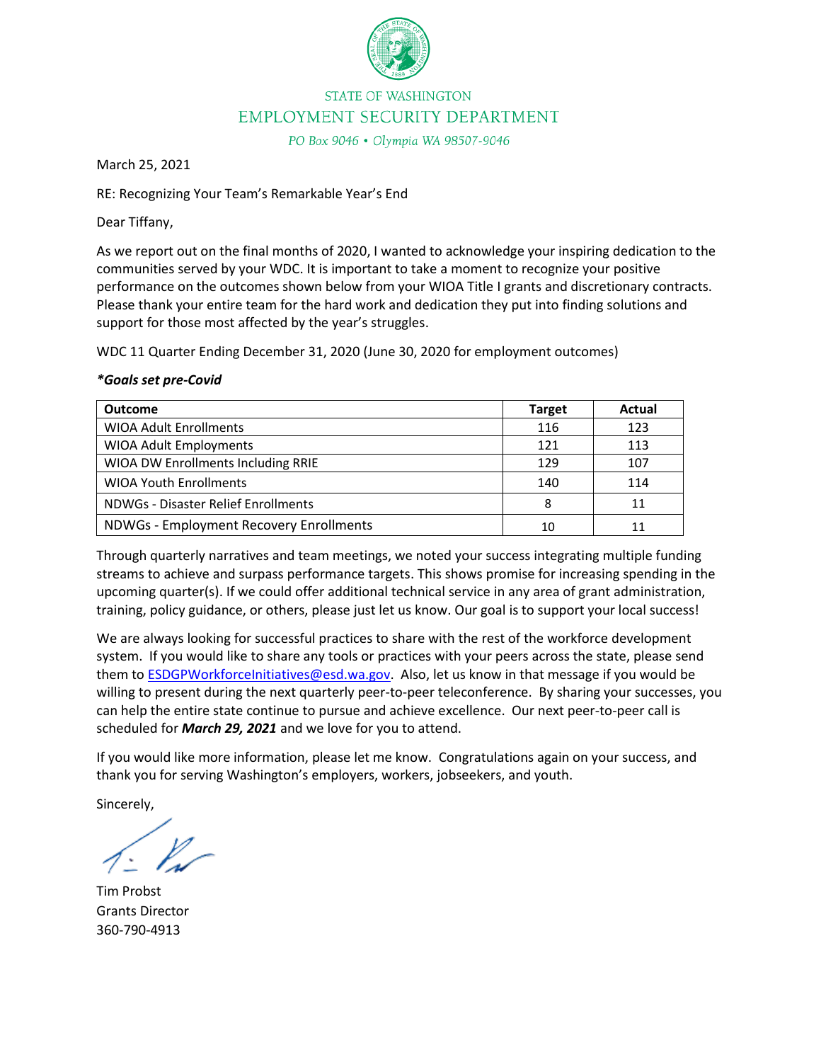STATE OF WASHINGTON

EMPLOYMENT SECURITY DEPARTMENT

*PO Box 9046 • Olympia WA 98507-9046*

March 25, 2021

RE: Recognizing Your Team's Remarkable Year's End

Dear Tiffany,

As we report out on the final months of 2020, I wanted to acknowledge your inspiring dedication to the communities served by your WDC. It is important to take a moment to recognize your positive performance on the outcomes shown below from your WIOA Title I grants and discretionary contracts. Please thank your entire team for the hard work and dedication they put into finding solutions and support for those most affected by the year's struggles.

WDC 11 Quarter Ending December 31, 2020 (June 30, 2020 for employment outcomes)

***Goals set pre-Covid**

| Outcome | Target | Actual |
|---|---|---|
| WIOA Adult Enrollments | 116 | 123 |
| WIOA Adult Employments | 121 | 113 |
| WIOA DW Enrollments Including RRIE | 129 | 107 |
| WIOA Youth Enrollments | 140 | 114 |
| NDWGs - Disaster Relief Enrollments | 8 | 11 |
| NDWGs - Employment Recovery Enrollments | 10 | 11 |

Through quarterly narratives and team meetings, we noted your success integrating multiple funding streams to achieve and surpass performance targets. This shows promise for increasing spending in the upcoming quarter(s). If we could offer additional technical service in any area of grant administration, training, policy guidance, or others, please just let us know. Our goal is to support your local success!

We are always looking for successful practices to share with the rest of the workforce development system. If you would like to share any tools or practices with your peers across the state, please send them to ESDGPWorkforceInitiatives@esd.wa.gov. Also, let us know in that message if you would be willing to present during the next quarterly peer-to-peer teleconference. By sharing your successes, you can help the entire state continue to pursue and achieve excellence. Our next peer-to-peer call is scheduled for ***March 29, 2021*** and we love for you to attend.

If you would like more information, please let me know. Congratulations again on your success, and thank you for serving Washington's employers, workers, jobseekers, and youth.

Sincerely,

Tim Probst
Grants Director
360-790-4913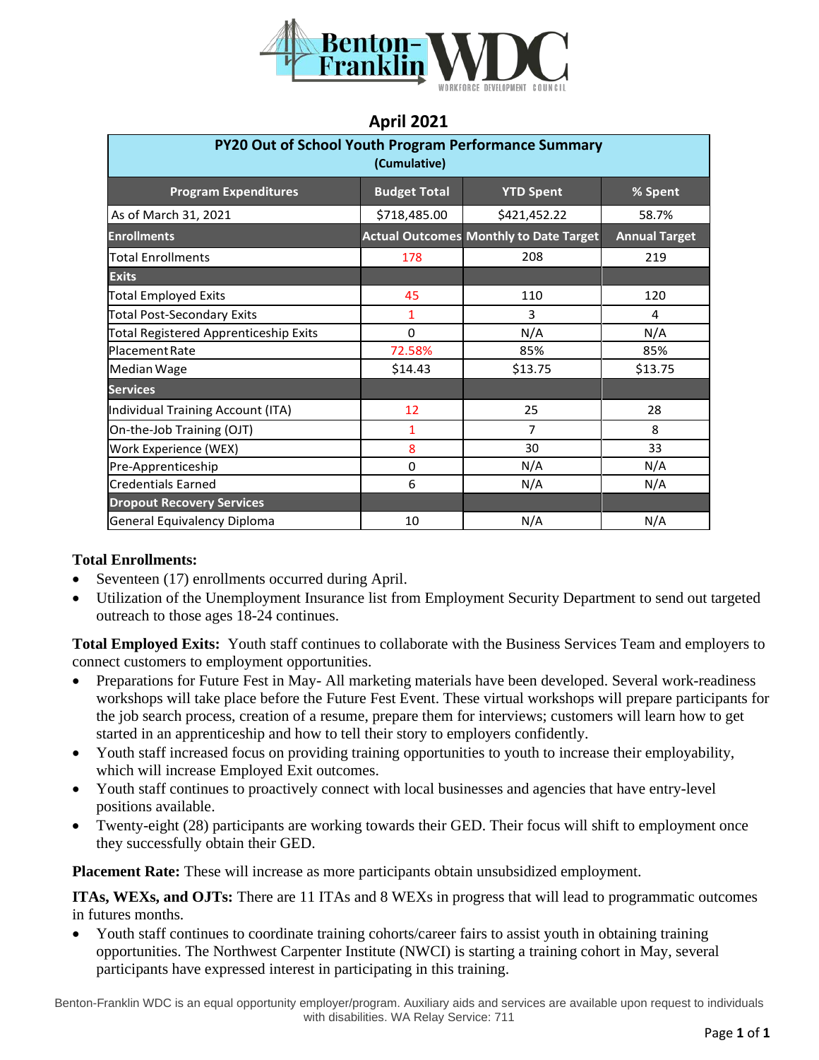# April 2021

| PY20 Out of School Youth Program Performance Summary (Cumulative) | | | |
|---|---|---|---|
| **Program Expenditures** | **Budget Total** | **YTD Spent** | **% Spent** |
| As of March 31, 2021 | $718,485.00 | $421,452.22 | 58.7% |
| **Enrollments** | **Actual Outcomes** | **Monthly to Date Target** | **Annual Target** |
| Total Enrollments | 178 | 208 | 219 |
| **Exits** | | | |
| Total Employed Exits | 45 | 110 | 120 |
| Total Post-Secondary Exits | 1 | 3 | 4 |
| Total Registered Apprenticeship Exits | 0 | N/A | N/A |
| Placement Rate | 72.58% | 85% | 85% |
| Median Wage | $14.43 | $13.75 | $13.75 |
| **Services** | | | |
| Individual Training Account (ITA) | 12 | 25 | 28 |
| On-the-Job Training (OJT) | 1 | 7 | 8 |
| Work Experience (WEX) | 8 | 30 | 33 |
| Pre-Apprenticeship | 0 | N/A | N/A |
| Credentials Earned | 6 | N/A | N/A |
| **Dropout Recovery Services** | | | |
| General Equivalency Diploma | 10 | N/A | N/A |

**Total Enrollments:**

- Seventeen (17) enrollments occurred during April.
- Utilization of the Unemployment Insurance list from Employment Security Department to send out targeted outreach to those ages 18-24 continues.

**Total Employed Exits:** Youth staff continues to collaborate with the Business Services Team and employers to connect customers to employment opportunities.

- Preparations for Future Fest in May- All marketing materials have been developed. Several work-readiness workshops will take place before the Future Fest Event. These virtual workshops will prepare participants for the job search process, creation of a resume, prepare them for interviews; customers will learn how to get started in an apprenticeship and how to tell their story to employers confidently.
- Youth staff increased focus on providing training opportunities to youth to increase their employability, which will increase Employed Exit outcomes.
- Youth staff continues to proactively connect with local businesses and agencies that have entry-level positions available.
- Twenty-eight (28) participants are working towards their GED. Their focus will shift to employment once they successfully obtain their GED.

**Placement Rate:** These will increase as more participants obtain unsubsidized employment.

**ITAs, WEXs, and OJTs:** There are 11 ITAs and 8 WEXs in progress that will lead to programmatic outcomes in futures months.

- Youth staff continues to coordinate training cohorts/career fairs to assist youth in obtaining training opportunities. The Northwest Carpenter Institute (NWCI) is starting a training cohort in May, several participants have expressed interest in participating in this training.

Benton-Franklin WDC is an equal opportunity employer/program. Auxiliary aids and services are available upon request to individuals with disabilities. WA Relay Service: 711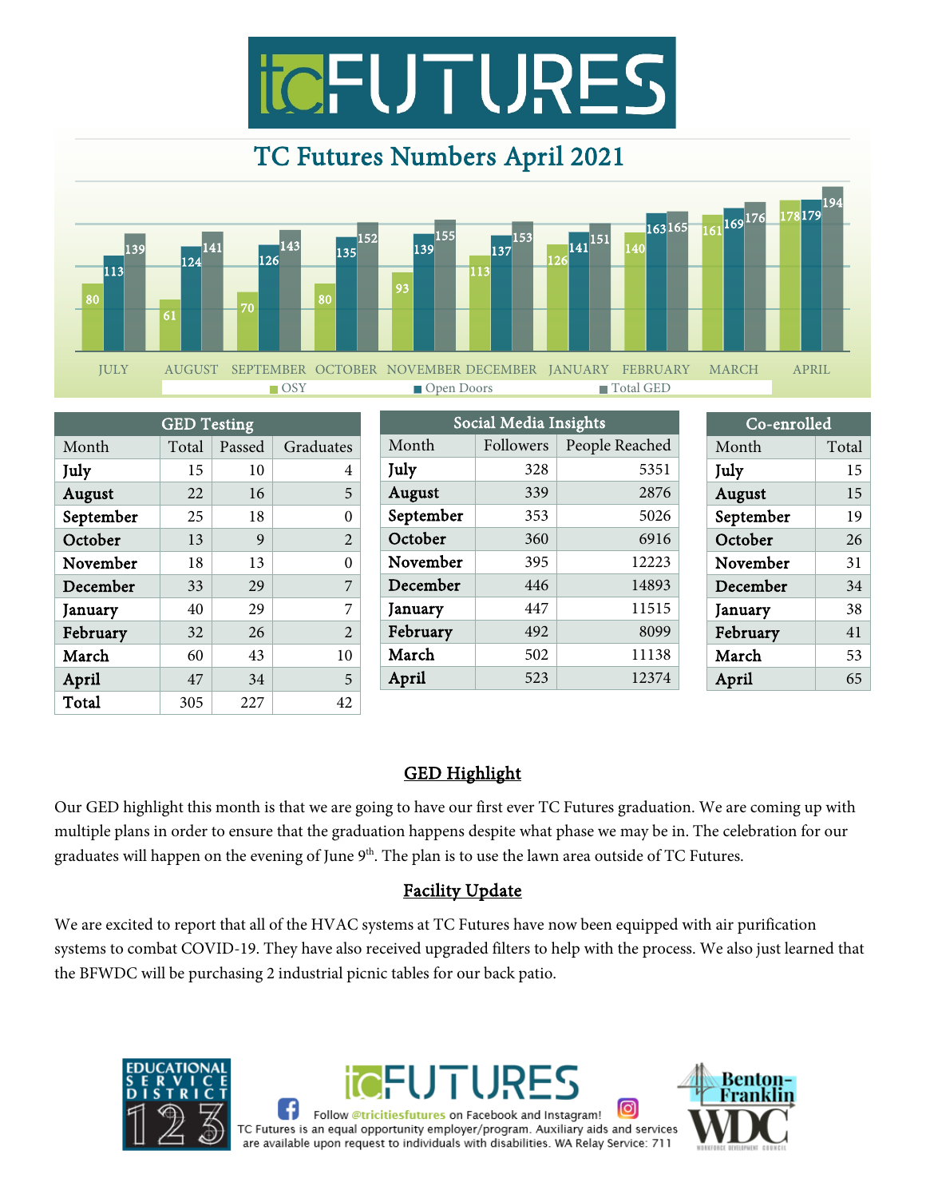# TC Futures Numbers April 2021

| Month | OSY | Open Doors | Total GED |
|---|---|---|---|
| JULY | 80 | 113 | 139 |
| AUGUST | 61 | 124 | 141 |
| SEPTEMBER | 70 | 126 | 143 |
| OCTOBER | 80 | 135 | 152 |
| NOVEMBER | 93 | 139 | 155 |
| DECEMBER | 113 | 137 | 153 |
| JANUARY | 126 | 141 | 151 |
| FEBRUARY | 140 | 163 | 165 |
| MARCH | 161 | 169 | 176 |
| APRIL | 178 | 179 | 194 |

| GED Testing | | | |
|---|---|---|---|
| Month | Total | Passed | Graduates |
| **July** | 15 | 10 | 4 |
| **August** | 22 | 16 | 5 |
| **September** | 25 | 18 | 0 |
| **October** | 13 | 9 | 2 |
| **November** | 18 | 13 | 0 |
| **December** | 33 | 29 | 7 |
| **January** | 40 | 29 | 7 |
| **February** | 32 | 26 | 2 |
| **March** | 60 | 43 | 10 |
| **April** | 47 | 34 | 5 |
| **Total** | 305 | 227 | 42 |

| Social Media Insights | | |
|---|---|---|
| Month | Followers | People Reached |
| **July** | 328 | 5351 |
| **August** | 339 | 2876 |
| **September** | 353 | 5026 |
| **October** | 360 | 6916 |
| **November** | 395 | 12223 |
| **December** | 446 | 14893 |
| **January** | 447 | 11515 |
| **February** | 492 | 8099 |
| **March** | 502 | 11138 |
| **April** | 523 | 12374 |

| Co-enrolled | |
|---|---|
| Month | Total |
| **July** | 15 |
| **August** | 15 |
| **September** | 19 |
| **October** | 26 |
| **November** | 31 |
| **December** | 34 |
| **January** | 38 |
| **February** | 41 |
| **March** | 53 |
| **April** | 65 |

## GED Highlight

Our GED highlight this month is that we are going to have our first ever TC Futures graduation. We are coming up with multiple plans in order to ensure that the graduation happens despite what phase we may be in. The celebration for our graduates will happen on the evening of June 9th. The plan is to use the lawn area outside of TC Futures.

## Facility Update

We are excited to report that all of the HVAC systems at TC Futures have now been equipped with air purification systems to combat COVID-19. They have also received upgraded filters to help with the process. We also just learned that the BFWDC will be purchasing 2 industrial picnic tables for our back patio.

Follow @tricitiesfutures on Facebook and Instagram!
TC Futures is an equal opportunity employer/program. Auxiliary aids and services are available upon request to individuals with disabilities. WA Relay Service: 711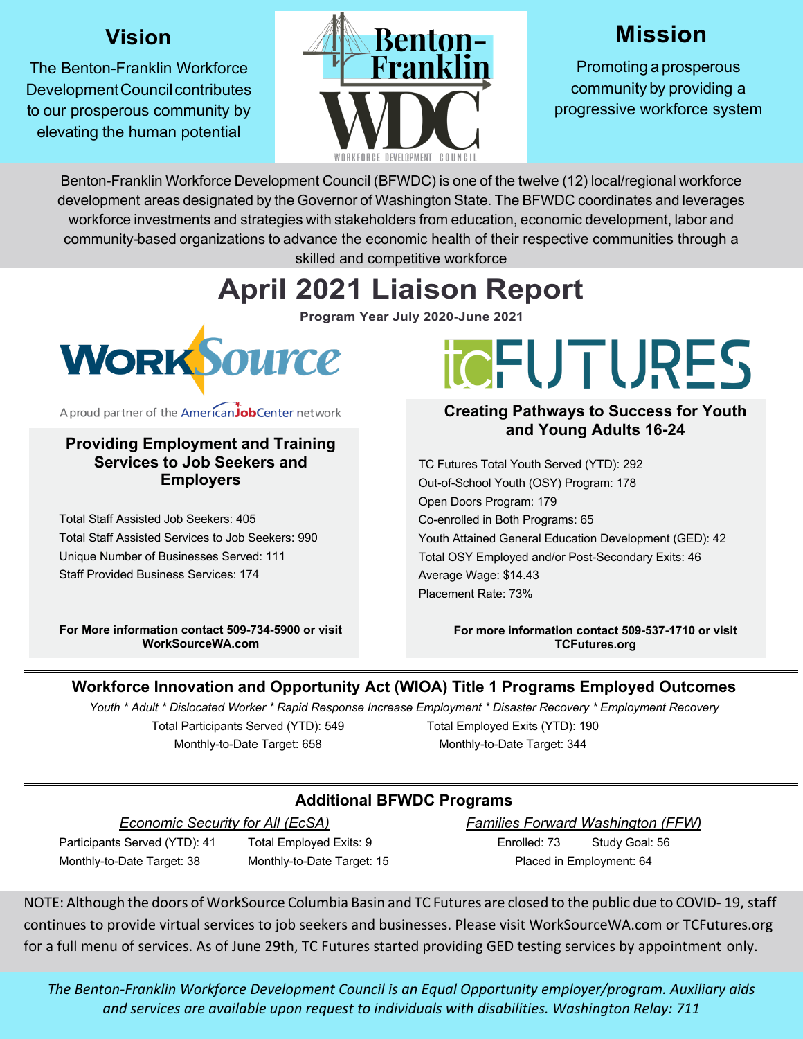## Vision

The Benton-Franklin Workforce Development Council contributes to our prosperous community by elevating the human potential

Benton-Franklin WDC — WORKFORCE DEVELOPMENT COUNCIL

## Mission

Promoting a prosperous community by providing a progressive workforce system

Benton-Franklin Workforce Development Council (BFWDC) is one of the twelve (12) local/regional workforce development areas designated by the Governor of Washington State. The BFWDC coordinates and leverages workforce investments and strategies with stakeholders from education, economic development, labor and community-based organizations to advance the economic health of their respective communities through a skilled and competitive workforce

# April 2021 Liaison Report

**Program Year July 2020-June 2021**

## WorkSource

A proud partner of the AmericanJobCenter network

### Providing Employment and Training Services to Job Seekers and Employers

Total Staff Assisted Job Seekers: 405
Total Staff Assisted Services to Job Seekers: 990
Unique Number of Businesses Served: 111
Staff Provided Business Services: 174

**For More information contact 509-734-5900 or visit WorkSourceWA.com**

## tc FUTURES

### Creating Pathways to Success for Youth and Young Adults 16-24

TC Futures Total Youth Served (YTD): 292
Out-of-School Youth (OSY) Program: 178
Open Doors Program: 179
Co-enrolled in Both Programs: 65
Youth Attained General Education Development (GED): 42
Total OSY Employed and/or Post-Secondary Exits: 46
Average Wage: $14.43
Placement Rate: 73%

**For more information contact 509-537-1710 or visit TCFutures.org**

---

### Workforce Innovation and Opportunity Act (WIOA) Title 1 Programs Employed Outcomes

*Youth * Adult * Dislocated Worker * Rapid Response Increase Employment * Disaster Recovery * Employment Recovery*

Total Participants Served (YTD): 549
Monthly-to-Date Target: 658

Total Employed Exits (YTD): 190
Monthly-to-Date Target: 344

---

### Additional BFWDC Programs

*Economic Security for All (EcSA)*

Participants Served (YTD): 41
Monthly-to-Date Target: 38
Total Employed Exits: 9
Monthly-to-Date Target: 15

*Families Forward Washington (FFW)*

Enrolled: 73
Study Goal: 56
Placed in Employment: 64

NOTE: Although the doors of WorkSource Columbia Basin and TC Futures are closed to the public due to COVID- 19, staff continues to provide virtual services to job seekers and businesses. Please visit WorkSourceWA.com or TCFutures.org for a full menu of services. As of June 29th, TC Futures started providing GED testing services by appointment only.

*The Benton-Franklin Workforce Development Council is an Equal Opportunity employer/program. Auxiliary aids and services are available upon request to individuals with disabilities. Washington Relay: 711*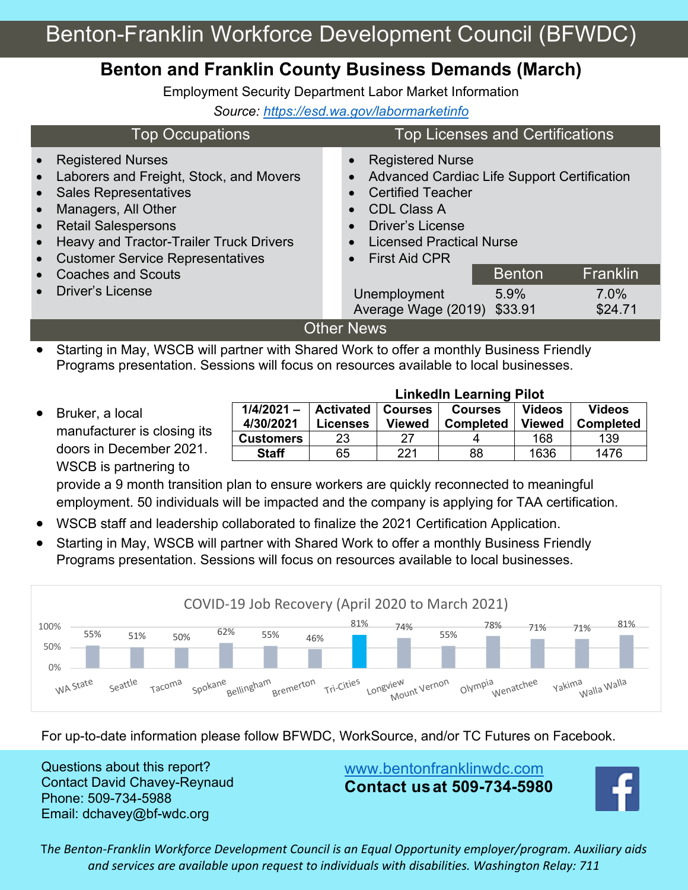# Benton-Franklin Workforce Development Council (BFWDC)

## Benton and Franklin County Business Demands (March)

Employment Security Department Labor Market Information

*Source: https://esd.wa.gov/labormarketinfo*

### Top Occupations

- Registered Nurses
- Laborers and Freight, Stock, and Movers
- Sales Representatives
- Managers, All Other
- Retail Salespersons
- Heavy and Tractor-Trailer Truck Drivers
- Customer Service Representatives
- Coaches and Scouts
- Driver's License

### Top Licenses and Certifications

- Registered Nurse
- Advanced Cardiac Life Support Certification
- Certified Teacher
- CDL Class A
- Driver's License
- Licensed Practical Nurse
- First Aid CPR

| | Benton | Franklin |
|---|---|---|
| Unemployment | 5.9% | 7.0% |
| Average Wage (2019) | $33.91 | $24.71 |

### Other News

- Starting in May, WSCB will partner with Shared Work to offer a monthly Business Friendly Programs presentation. Sessions will focus on resources available to local businesses.
- Bruker, a local manufacturer is closing its doors in December 2021. WSCB is partnering to provide a 9 month transition plan to ensure workers are quickly reconnected to meaningful employment. 50 individuals will be impacted and the company is applying for TAA certification.

**LinkedIn Learning Pilot**

| 1/4/2021 – 4/30/2021 | Activated Licenses | Courses Viewed | Courses Completed | Videos Viewed | Videos Completed |
|---|---|---|---|---|---|
| **Customers** | 23 | 27 | 4 | 168 | 139 |
| **Staff** | 65 | 221 | 88 | 1636 | 1476 |

- WSCB staff and leadership collaborated to finalize the 2021 Certification Application.
- Starting in May, WSCB will partner with Shared Work to offer a monthly Business Friendly Programs presentation. Sessions will focus on resources available to local businesses.

COVID-19 Job Recovery (April 2020 to March 2021)

100%
50%
0%

WA State 55%
Seattle 51%
Tacoma 50%
Spokane 62%
Bellingham 55%
Bremerton 46%
Tri-Cities 81%
Longview 74%
Mount Vernon 55%
Olympia 78%
Wenatchee 71%
Yakima 71%
Walla Walla 81%

For up-to-date information please follow BFWDC, WorkSource, and/or TC Futures on Facebook.

Questions about this report?
Contact David Chavey-Reynaud
Phone: 509-734-5988
Email: dchavey@bf-wdc.org

www.bentonfranklinwdc.com
**Contact us at 509-734-5980**

*The Benton-Franklin Workforce Development Council is an Equal Opportunity employer/program. Auxiliary aids and services are available upon request to individuals with disabilities. Washington Relay: 711*